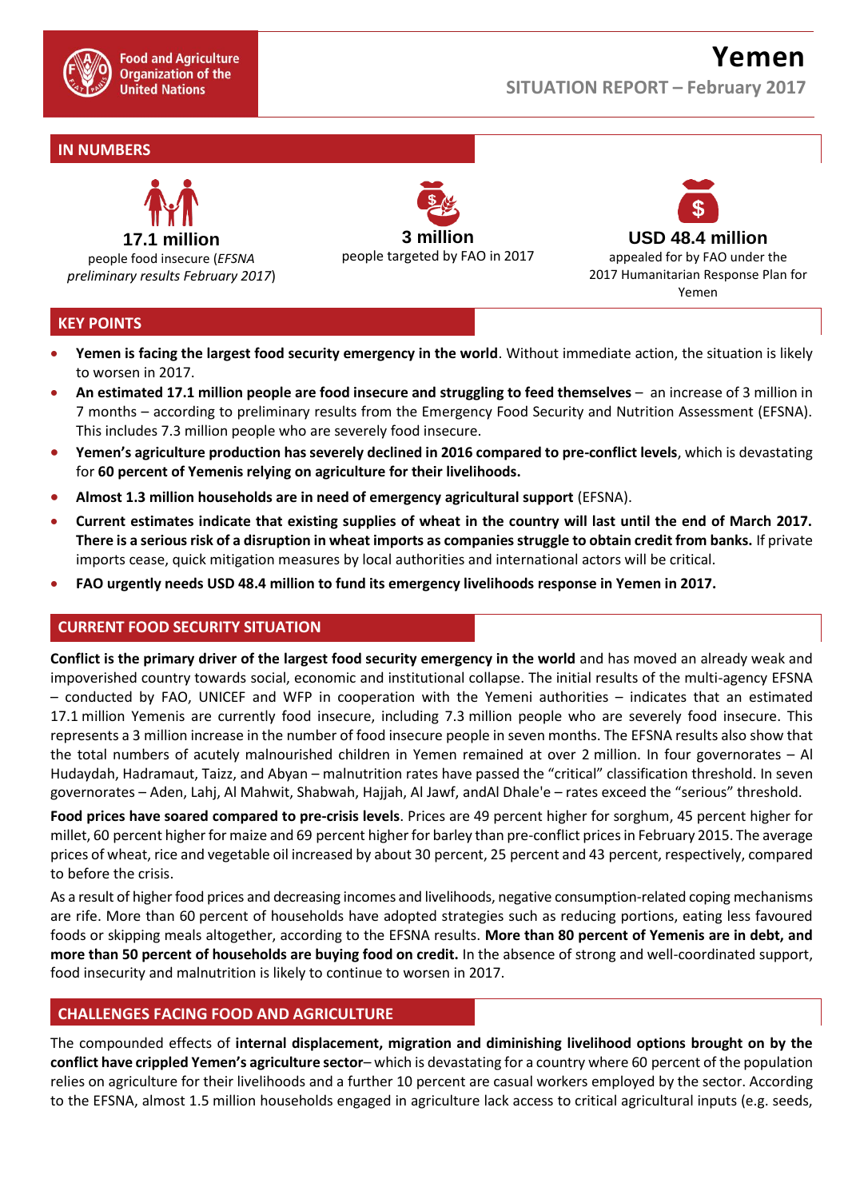Food and Agriculture Organization of the United Nations

# Yemen

**SITUATION REPORT – February 2017**

## IN NUMBERS

**17.1 million**
people food insecure (*EFSNA preliminary results February 2017*)

**3 million**
people targeted by FAO in 2017

**USD 48.4 million**
appealed for by FAO under the 2017 Humanitarian Response Plan for Yemen

## KEY POINTS

- **Yemen is facing the largest food security emergency in the world**. Without immediate action, the situation is likely to worsen in 2017.
- **An estimated 17.1 million people are food insecure and struggling to feed themselves** – an increase of 3 million in 7 months – according to preliminary results from the Emergency Food Security and Nutrition Assessment (EFSNA). This includes 7.3 million people who are severely food insecure.
- **Yemen's agriculture production has severely declined in 2016 compared to pre-conflict levels**, which is devastating for **60 percent of Yemenis relying on agriculture for their livelihoods.**
- **Almost 1.3 million households are in need of emergency agricultural support** (EFSNA).
- **Current estimates indicate that existing supplies of wheat in the country will last until the end of March 2017. There is a serious risk of a disruption in wheat imports as companies struggle to obtain credit from banks.** If private imports cease, quick mitigation measures by local authorities and international actors will be critical.
- **FAO urgently needs USD 48.4 million to fund its emergency livelihoods response in Yemen in 2017.**

## CURRENT FOOD SECURITY SITUATION

**Conflict is the primary driver of the largest food security emergency in the world** and has moved an already weak and impoverished country towards social, economic and institutional collapse. The initial results of the multi-agency EFSNA – conducted by FAO, UNICEF and WFP in cooperation with the Yemeni authorities – indicates that an estimated 17.1 million Yemenis are currently food insecure, including 7.3 million people who are severely food insecure. This represents a 3 million increase in the number of food insecure people in seven months. The EFSNA results also show that the total numbers of acutely malnourished children in Yemen remained at over 2 million. In four governorates – Al Hudaydah, Hadramaut, Taizz, and Abyan – malnutrition rates have passed the "critical" classification threshold. In seven governorates – Aden, Lahj, Al Mahwit, Shabwah, Hajjah, Al Jawf, andAl Dhale'e – rates exceed the "serious" threshold.

**Food prices have soared compared to pre-crisis levels**. Prices are 49 percent higher for sorghum, 45 percent higher for millet, 60 percent higher for maize and 69 percent higher for barley than pre-conflict prices in February 2015. The average prices of wheat, rice and vegetable oil increased by about 30 percent, 25 percent and 43 percent, respectively, compared to before the crisis.

As a result of higher food prices and decreasing incomes and livelihoods, negative consumption-related coping mechanisms are rife. More than 60 percent of households have adopted strategies such as reducing portions, eating less favoured foods or skipping meals altogether, according to the EFSNA results. **More than 80 percent of Yemenis are in debt, and more than 50 percent of households are buying food on credit.** In the absence of strong and well-coordinated support, food insecurity and malnutrition is likely to continue to worsen in 2017.

## CHALLENGES FACING FOOD AND AGRICULTURE

The compounded effects of **internal displacement, migration and diminishing livelihood options brought on by the conflict have crippled Yemen's agriculture sector**– which is devastating for a country where 60 percent of the population relies on agriculture for their livelihoods and a further 10 percent are casual workers employed by the sector. According to the EFSNA, almost 1.5 million households engaged in agriculture lack access to critical agricultural inputs (e.g. seeds,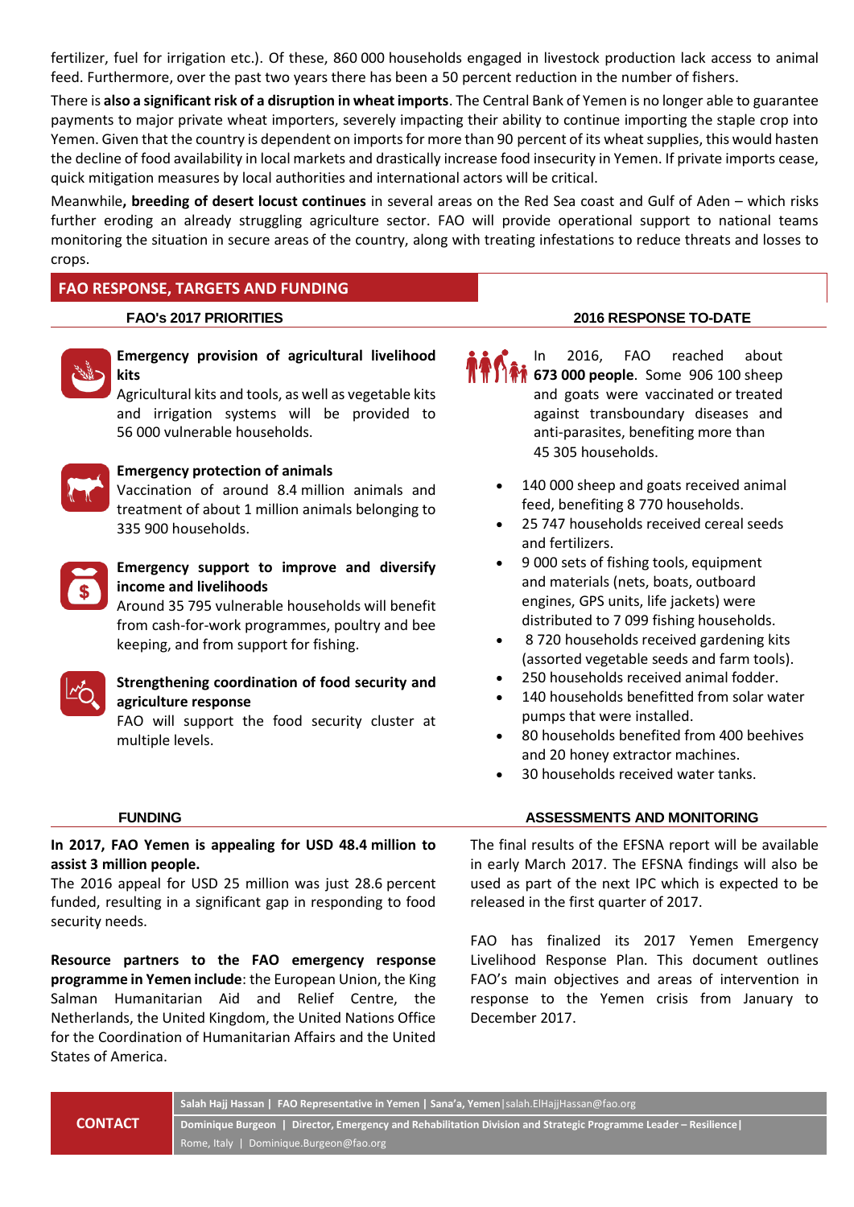fertilizer, fuel for irrigation etc.). Of these, 860 000 households engaged in livestock production lack access to animal feed. Furthermore, over the past two years there has been a 50 percent reduction in the number of fishers.

There is **also a significant risk of a disruption in wheat imports**. The Central Bank of Yemen is no longer able to guarantee payments to major private wheat importers, severely impacting their ability to continue importing the staple crop into Yemen. Given that the country is dependent on imports for more than 90 percent of its wheat supplies, this would hasten the decline of food availability in local markets and drastically increase food insecurity in Yemen. If private imports cease, quick mitigation measures by local authorities and international actors will be critical.

Meanwhile**, breeding of desert locust continues** in several areas on the Red Sea coast and Gulf of Aden – which risks further eroding an already struggling agriculture sector. FAO will provide operational support to national teams monitoring the situation in secure areas of the country, along with treating infestations to reduce threats and losses to crops.

## FAO RESPONSE, TARGETS AND FUNDING

### FAO's 2017 PRIORITIES

**Emergency provision of agricultural livelihood kits**
Agricultural kits and tools, as well as vegetable kits and irrigation systems will be provided to 56 000 vulnerable households.

**Emergency protection of animals**
Vaccination of around 8.4 million animals and treatment of about 1 million animals belonging to 335 900 households.

**Emergency support to improve and diversify income and livelihoods**
Around 35 795 vulnerable households will benefit from cash-for-work programmes, poultry and bee keeping, and from support for fishing.

**Strengthening coordination of food security and agriculture response**
FAO will support the food security cluster at multiple levels.

### 2016 RESPONSE TO-DATE

In 2016, FAO reached about **673 000 people**. Some 906 100 sheep and goats were vaccinated or treated against transboundary diseases and anti-parasites, benefiting more than 45 305 households.

- 140 000 sheep and goats received animal feed, benefiting 8 770 households.
- 25 747 households received cereal seeds and fertilizers.
- 9 000 sets of fishing tools, equipment and materials (nets, boats, outboard engines, GPS units, life jackets) were distributed to 7 099 fishing households.
- 8 720 households received gardening kits (assorted vegetable seeds and farm tools).
- 250 households received animal fodder.
- 140 households benefitted from solar water pumps that were installed.
- 80 households benefited from 400 beehives and 20 honey extractor machines.
- 30 households received water tanks.

### FUNDING

**In 2017, FAO Yemen is appealing for USD 48.4 million to assist 3 million people.**

The 2016 appeal for USD 25 million was just 28.6 percent funded, resulting in a significant gap in responding to food security needs.

**Resource partners to the FAO emergency response programme in Yemen include**: the European Union, the King Salman Humanitarian Aid and Relief Centre, the Netherlands, the United Kingdom, the United Nations Office for the Coordination of Humanitarian Affairs and the United States of America.

### ASSESSMENTS AND MONITORING

The final results of the EFSNA report will be available in early March 2017. The EFSNA findings will also be used as part of the next IPC which is expected to be released in the first quarter of 2017.

FAO has finalized its 2017 Yemen Emergency Livelihood Response Plan. This document outlines FAO's main objectives and areas of intervention in response to the Yemen crisis from January to December 2017.

**CONTACT**

**Salah Hajj Hassan | FAO Representative in Yemen | Sana'a, Yemen** | salah.ElHajjHassan@fao.org

**Dominique Burgeon | Director, Emergency and Rehabilitation Division and Strategic Programme Leader – Resilience |** Rome, Italy | Dominique.Burgeon@fao.org